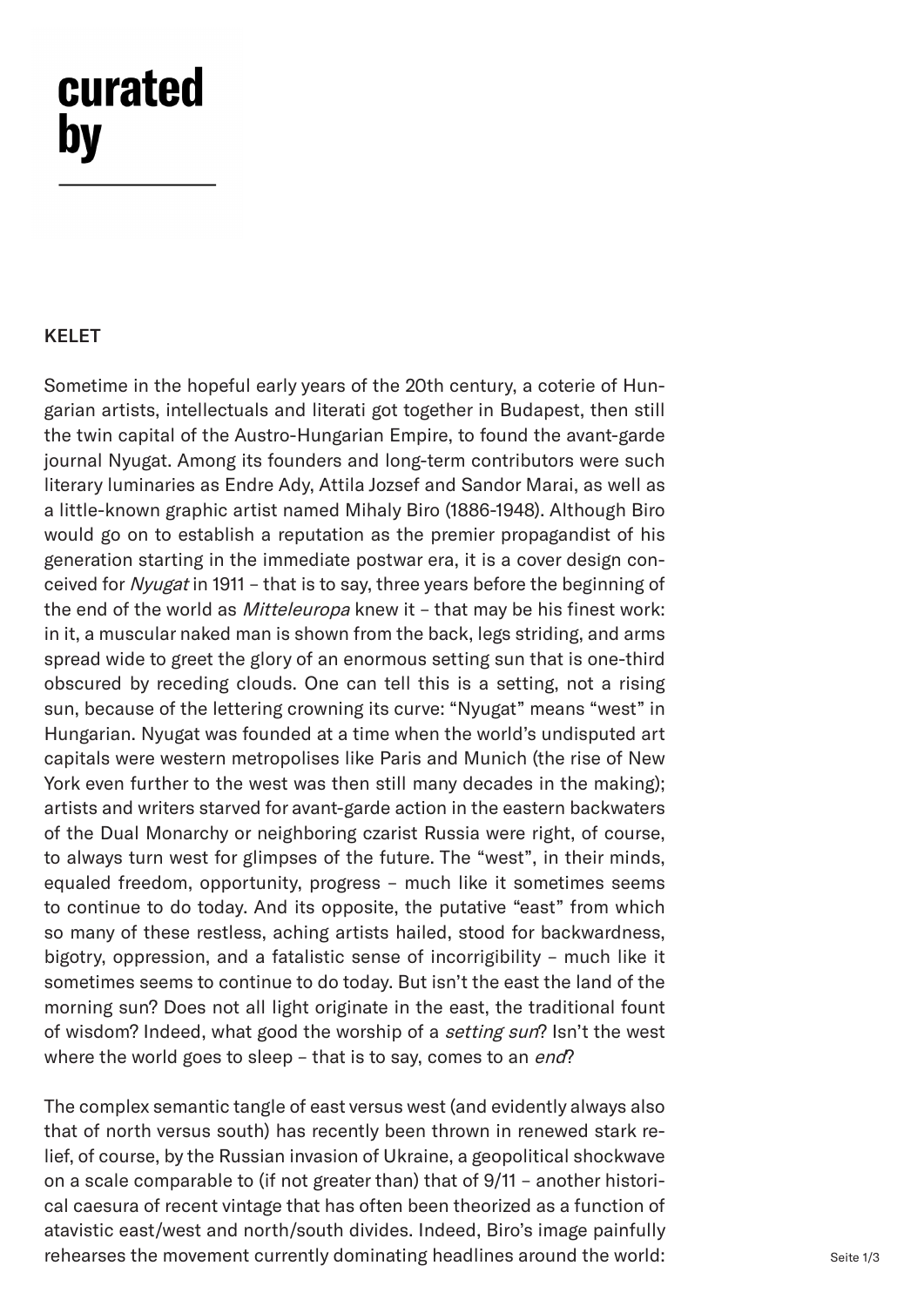# curated by

## KELET

Sometime in the hopeful early years of the 20th century, a coterie of Hungarian artists, intellectuals and literati got together in Budapest, then still the twin capital of the Austro-Hungarian Empire, to found the avant-garde journal Nyugat. Among its founders and long-term contributors were such literary luminaries as Endre Ady, Attila Jozsef and Sandor Marai, as well as a little-known graphic artist named Mihaly Biro (1886-1948). Although Biro would go on to establish a reputation as the premier propagandist of his generation starting in the immediate postwar era, it is a cover design conceived for *Nyugat* in 1911 – that is to say, three years before the beginning of the end of the world as *Mitteleuropa* knew it – that may be his finest work: in it, a muscular naked man is shown from the back, legs striding, and arms spread wide to greet the glory of an enormous setting sun that is one-third obscured by receding clouds. One can tell this is a setting, not a rising sun, because of the lettering crowning its curve: "Nyugat" means "west" in Hungarian. Nyugat was founded at a time when the world's undisputed art capitals were western metropolises like Paris and Munich (the rise of New York even further to the west was then still many decades in the making); artists and writers starved for avant-garde action in the eastern backwaters of the Dual Monarchy or neighboring czarist Russia were right, of course, to always turn west for glimpses of the future. The "west", in their minds, equaled freedom, opportunity, progress – much like it sometimes seems to continue to do today. And its opposite, the putative "east" from which so many of these restless, aching artists hailed, stood for backwardness, bigotry, oppression, and a fatalistic sense of incorrigibility – much like it sometimes seems to continue to do today. But isn't the east the land of the morning sun? Does not all light originate in the east, the traditional fount of wisdom? Indeed, what good the worship of a *setting sun*? Isn't the west where the world goes to sleep – that is to say, comes to an *end*?

The complex semantic tangle of east versus west (and evidently always also that of north versus south) has recently been thrown in renewed stark relief, of course, by the Russian invasion of Ukraine, a geopolitical shockwave on a scale comparable to (if not greater than) that of 9/11 – another historical caesura of recent vintage that has often been theorized as a function of atavistic east/west and north/south divides. Indeed, Biro's image painfully rehearses the movement currently dominating headlines around the world: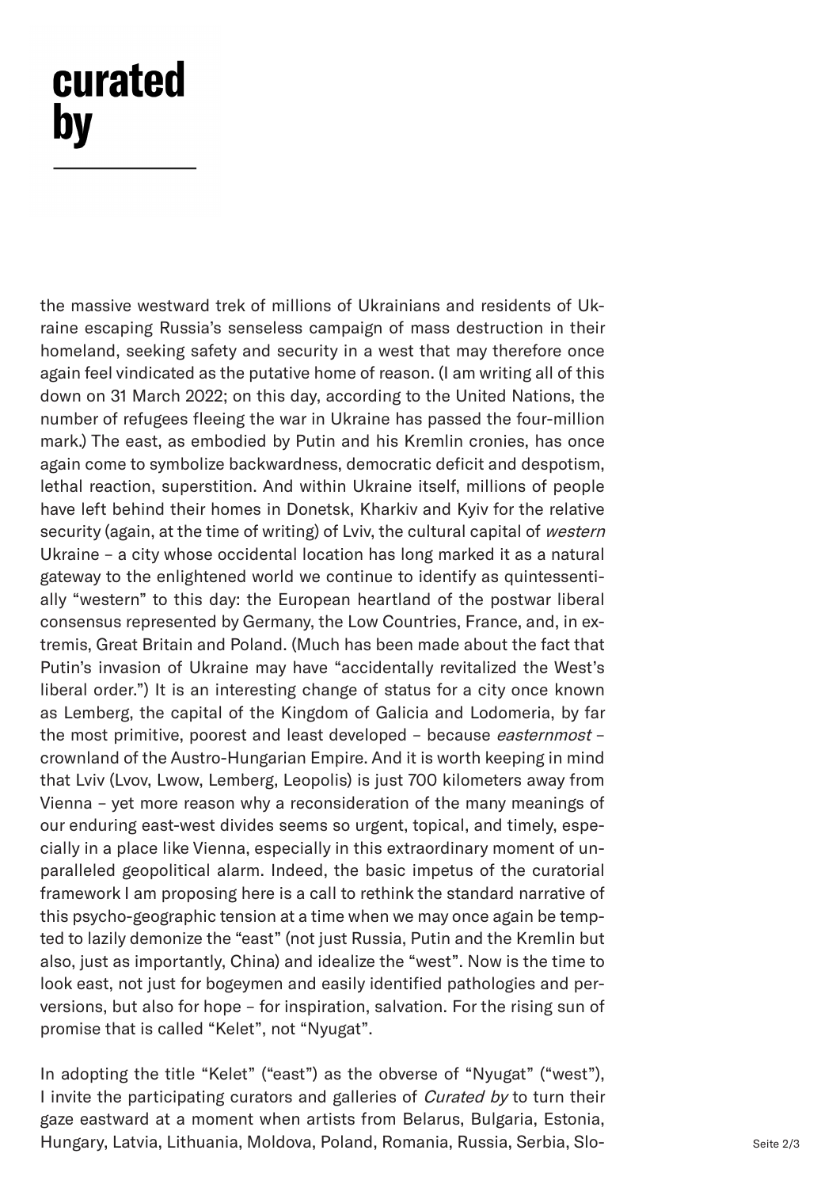the massive westward trek of millions of Ukrainians and residents of Ukraine escaping Russia's senseless campaign of mass destruction in their homeland, seeking safety and security in a west that may therefore once again feel vindicated as the putative home of reason. (I am writing all of this down on 31 March 2022; on this day, according to the United Nations, the number of refugees fleeing the war in Ukraine has passed the four-million mark.) The east, as embodied by Putin and his Kremlin cronies, has once again come to symbolize backwardness, democratic deficit and despotism, lethal reaction, superstition. And within Ukraine itself, millions of people have left behind their homes in Donetsk, Kharkiv and Kyiv for the relative security (again, at the time of writing) of Lviv, the cultural capital of *western* Ukraine – a city whose occidental location has long marked it as a natural gateway to the enlightened world we continue to identify as quintessentially "western" to this day: the European heartland of the postwar liberal consensus represented by Germany, the Low Countries, France, and, in extremis, Great Britain and Poland. (Much has been made about the fact that Putin's invasion of Ukraine may have "accidentally revitalized the West's liberal order.") It is an interesting change of status for a city once known as Lemberg, the capital of the Kingdom of Galicia and Lodomeria, by far the most primitive, poorest and least developed – because *easternmost* – crownland of the Austro-Hungarian Empire. And it is worth keeping in mind that Lviv (Lvov, Lwow, Lemberg, Leopolis) is just 700 kilometers away from Vienna – yet more reason why a reconsideration of the many meanings of our enduring east-west divides seems so urgent, topical, and timely, especially in a place like Vienna, especially in this extraordinary moment of unparalleled geopolitical alarm. Indeed, the basic impetus of the curatorial framework I am proposing here is a call to rethink the standard narrative of this psycho-geographic tension at a time when we may once again be tempted to lazily demonize the "east" (not just Russia, Putin and the Kremlin but also, just as importantly, China) and idealize the "west". Now is the time to look east, not just for bogeymen and easily identified pathologies and perversions, but also for hope – for inspiration, salvation. For the rising sun of promise that is called "Kelet", not "Nyugat".

In adopting the title "Kelet" ("east") as the obverse of "Nyugat" ("west"), I invite the participating curators and galleries of *Curated by* to turn their gaze eastward at a moment when artists from Belarus, Bulgaria, Estonia, Hungary, Latvia, Lithuania, Moldova, Poland, Romania, Russia, Serbia, Slo-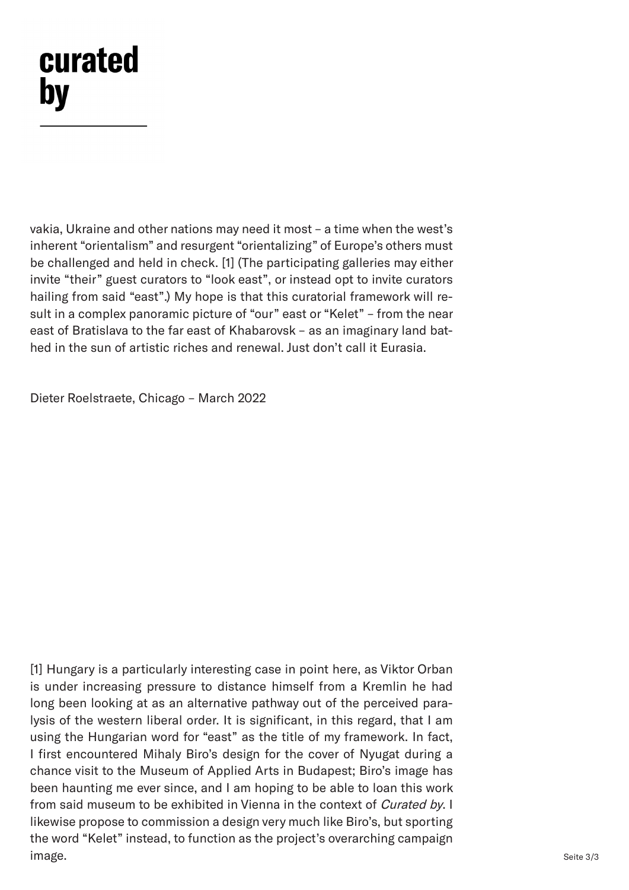vakia, Ukraine and other nations may need it most – a time when the west's inherent "orientalism" and resurgent "orientalizing" of Europe's others must be challenged and held in check. [1] (The participating galleries may either invite "their" guest curators to "look east", or instead opt to invite curators hailing from said "east".) My hope is that this curatorial framework will result in a complex panoramic picture of "our" east or "Kelet" – from the near east of Bratislava to the far east of Khabarovsk – as an imaginary land bathed in the sun of artistic riches and renewal. Just don't call it Eurasia.

Dieter Roelstraete, Chicago – March 2022

[1] Hungary is a particularly interesting case in point here, as Viktor Orban is under increasing pressure to distance himself from a Kremlin he had long been looking at as an alternative pathway out of the perceived paralysis of the western liberal order. It is significant, in this regard, that I am using the Hungarian word for "east" as the title of my framework. In fact, I first encountered Mihaly Biro's design for the cover of Nyugat during a chance visit to the Museum of Applied Arts in Budapest; Biro's image has been haunting me ever since, and I am hoping to be able to loan this work from said museum to be exhibited in Vienna in the context of *Curated by*. I likewise propose to commission a design very much like Biro's, but sporting the word "Kelet" instead, to function as the project's overarching campaign image.